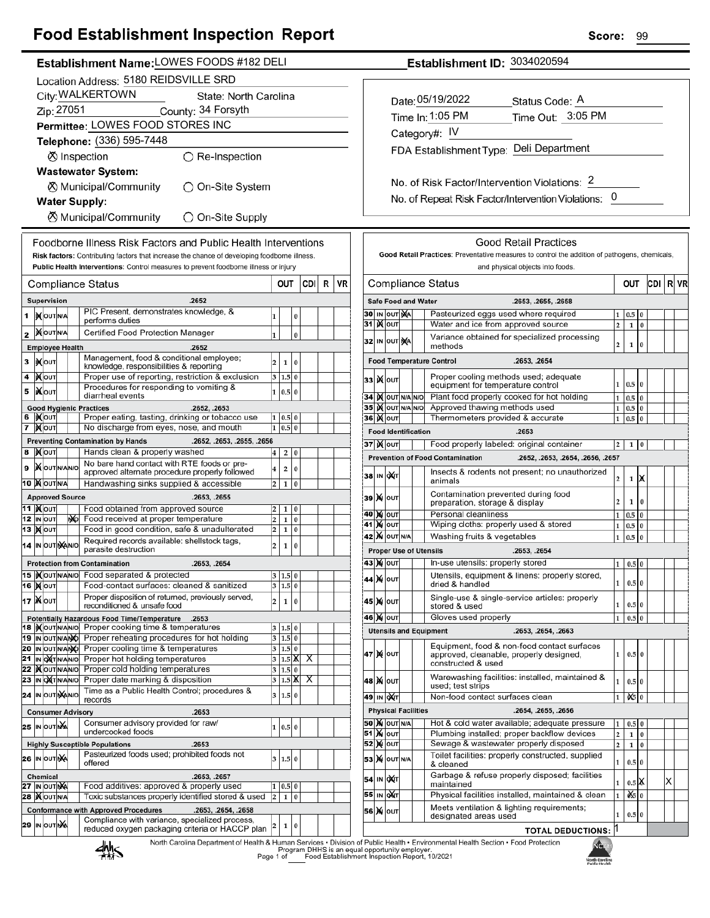# Food Establishment Inspection Report

**Score:** 99

**Establishment Name:** LOWES FOODS #182 DELI

**Establishment ID:** 3034020594

Location Address: 5180 REIDSVILLE SRD

City: WALKERTOWN State: North Carolina

Zip: 27051 County: 34 Forsyth

Permittee: LOWES FOOD STORES INC

Telephone: (336) 595-7448

⊗ Inspection ○ Re-Inspection

**Wastewater System:**

⊗ Municipal/Community ○ On-Site System

**Water Supply:**

⊗ Municipal/Community ○ On-Site Supply

Date: 05/19/2022 Status Code: A

Time In: 1:05 PM Time Out: 3:05 PM

Category#: IV

FDA Establishment Type: Deli Department

No. of Risk Factor/Intervention Violations: 2

No. of Repeat Risk Factor/Intervention Violations: 0

## Foodborne Illness Risk Factors and Public Health Interventions

**Risk factors:** Contributing factors that increase the chance of developing foodborne illness.
**Public Health Interventions:** Control measures to prevent foodborne illness or injury

| # | Compliance Status | | OUT | | | CDI | R | VR |
|---|---|---|---|---|---|---|---|---|
| **Supervision** | **.2652** | | | | | | | |
| 1 | IN (X) OUT N/A | PIC Present, demonstrates knowledge, & performs duties | 1 | | 0 | | | |
| 2 | IN (X) OUT N/A | Certified Food Protection Manager | 1 | | 0 | | | |
| **Employee Health** | **.2652** | | | | | | | |
| 3 | IN (X) OUT | Management, food & conditional employee; knowledge, responsibilities & reporting | 2 | 1 | 0 | | | |
| 4 | IN (X) OUT | Proper use of reporting, restriction & exclusion | 3 | 1.5 | 0 | | | |
| 5 | IN (X) OUT | Procedures for responding to vomiting & diarrheal events | 1 | 0.5 | 0 | | | |
| **Good Hygienic Practices** | **.2652, .2653** | | | | | | | |
| 6 | IN (X) OUT | Proper eating, tasting, drinking or tobacco use | 1 | 0.5 | 0 | | | |
| 7 | IN (X) OUT | No discharge from eyes, nose, and mouth | 1 | 0.5 | 0 | | | |
| **Preventing Contamination by Hands** | **.2652, .2653, .2655, .2656** | | | | | | | |
| 8 | IN (X) OUT | Hands clean & properly washed | 4 | 2 | 0 | | | |
| 9 | IN (X) OUT N/A N/O | No bare hand contact with RTE foods or pre-approved alternate procedure properly followed | 4 | 2 | 0 | | | |
| 10 | IN (X) OUT N/A | Handwashing sinks supplied & accessible | 2 | 1 | 0 | | | |
| **Approved Source** | **.2653, .2655** | | | | | | | |
| 11 | IN (X) OUT | Food obtained from approved source | 2 | 1 | 0 | | | |
| 12 | IN OUT N/O (X) | Food received at proper temperature | 2 | 1 | 0 | | | |
| 13 | IN (X) OUT | Food in good condition, safe & unadulterated | 2 | 1 | 0 | | | |
| 14 | IN OUT N/A (X) N/O | Required records available: shellstock tags, parasite destruction | 2 | 1 | 0 | | | |
| **Protection from Contamination** | **.2653, .2654** | | | | | | | |
| 15 | IN (X) OUT N/A N/O | Food separated & protected | 3 | 1.5 | 0 | | | |
| 16 | IN (X) OUT | Food-contact surfaces: cleaned & sanitized | 3 | 1.5 | 0 | | | |
| 17 | IN (X) OUT | Proper disposition of returned, previously served, reconditioned & unsafe food | 2 | 1 | 0 | | | |
| **Potentially Hazardous Food Time/Temperature** | **.2653** | | | | | | | |
| 18 | IN (X) OUT N/A N/O | Proper cooking time & temperatures | 3 | 1.5 | 0 | | | |
| 19 | IN OUT N/A N/O (X) | Proper reheating procedures for hot holding | 3 | 1.5 | 0 | | | |
| 20 | IN OUT N/A N/O (X) | Proper cooling time & temperatures | 3 | 1.5 | 0 | | | |
| 21 | IN OUT (X) N/A N/O | Proper hot holding temperatures | 3 | 1.5 | X | X | | |
| 22 | IN (X) OUT N/A N/O | Proper cold holding temperatures | 3 | 1.5 | 0 | | | |
| 23 | IN OUT (X) N/A N/O | Proper date marking & disposition | 3 | 1.5 | X | X | | |
| 24 | IN OUT N/A (X) N/O | Time as a Public Health Control; procedures & records | 3 | 1.5 | 0 | | | |
| **Consumer Advisory** | **.2653** | | | | | | | |
| 25 | IN OUT N/A (X) | Consumer advisory provided for raw/ undercooked foods | 1 | 0.5 | 0 | | | |
| **Highly Susceptible Populations** | **.2653** | | | | | | | |
| 26 | IN OUT N/A (X) | Pasteurized foods used; prohibited foods not offered | 3 | 1.5 | 0 | | | |
| **Chemical** | **.2653, .2657** | | | | | | | |
| 27 | IN OUT N/A (X) | Food additives: approved & properly used | 1 | 0.5 | 0 | | | |
| 28 | IN (X) OUT N/A | Toxic substances properly identified stored & used | 2 | 1 | 0 | | | |
| **Conformance with Approved Procedures** | **.2653, .2654, .2658** | | | | | | | |
| 29 | IN OUT N/A (X) | Compliance with variance, specialized process, reduced oxygen packaging criteria or HACCP plan | 2 | 1 | 0 | | | |

## Good Retail Practices

**Good Retail Practices:** Preventative measures to control the addition of pathogens, chemicals, and physical objects into foods.

| # | Compliance Status | | OUT | | | CDI | R | VR |
|---|---|---|---|---|---|---|---|---|
| **Safe Food and Water** | **.2653, .2655, .2658** | | | | | | | |
| 30 | IN OUT N/A (X) | Pasteurized eggs used where required | 1 | 0.5 | 0 | | | |
| 31 | IN (X) OUT | Water and ice from approved source | 2 | 1 | 0 | | | |
| 32 | IN OUT N/A (X) | Variance obtained for specialized processing methods | 2 | 1 | 0 | | | |
| **Food Temperature Control** | **.2653, .2654** | | | | | | | |
| 33 | IN (X) OUT | Proper cooling methods used; adequate equipment for temperature control | 1 | 0.5 | 0 | | | |
| 34 | IN (X) OUT N/A N/O | Plant food properly cooked for hot holding | 1 | 0.5 | 0 | | | |
| 35 | IN (X) OUT N/A N/O | Approved thawing methods used | 1 | 0.5 | 0 | | | |
| 36 | IN (X) OUT | Thermometers provided & accurate | 1 | 0.5 | 0 | | | |
| **Food Identification** | **.2653** | | | | | | | |
| 37 | IN (X) OUT | Food properly labeled: original container | 2 | 1 | 0 | | | |
| **Prevention of Food Contamination** | **.2652, .2653, .2654, .2656, .2657** | | | | | | | |
| 38 | IN OUT (X) | Insects & rodents not present; no unauthorized animals | 2 | 1 | X | | | |
| 39 | IN (X) OUT | Contamination prevented during food preparation, storage & display | 2 | 1 | 0 | | | |
| 40 | IN (X) OUT | Personal cleanliness | 1 | 0.5 | 0 | | | |
| 41 | IN (X) OUT | Wiping cloths: properly used & stored | 1 | 0.5 | 0 | | | |
| 42 | IN (X) OUT N/A | Washing fruits & vegetables | 1 | 0.5 | 0 | | | |
| **Proper Use of Utensils** | **.2653, .2654** | | | | | | | |
| 43 | IN (X) OUT | In-use utensils: properly stored | 1 | 0.5 | 0 | | | |
| 44 | IN (X) OUT | Utensils, equipment & linens: properly stored, dried & handled | 1 | 0.5 | 0 | | | |
| 45 | IN (X) OUT | Single-use & single-service articles: properly stored & used | 1 | 0.5 | 0 | | | |
| 46 | IN (X) OUT | Gloves used properly | 1 | 0.5 | 0 | | | |
| **Utensils and Equipment** | **.2653, .2654, .2663** | | | | | | | |
| 47 | IN (X) OUT | Equipment, food & non-food contact surfaces approved, cleanable, properly designed, constructed & used | 1 | 0.5 | 0 | | | |
| 48 | IN (X) OUT | Warewashing facilities: installed, maintained & used; test strips | 1 | 0.5 | 0 | | | |
| 49 | IN OUT (X) | Non-food contact surfaces clean | 1 | 0.5 (X) | 0 | | | |
| **Physical Facilities** | **.2654, .2655, .2656** | | | | | | | |
| 50 | IN (X) OUT N/A | Hot & cold water available; adequate pressure | 1 | 0.5 | 0 | | | |
| 51 | IN (X) OUT | Plumbing installed; proper backflow devices | 2 | 1 | 0 | | | |
| 52 | IN (X) OUT | Sewage & wastewater properly disposed | 2 | 1 | 0 | | | |
| 53 | IN (X) OUT N/A | Toilet facilities: properly constructed, supplied & cleaned | 1 | 0.5 | 0 | | | |
| 54 | IN OUT (X) | Garbage & refuse properly disposed; facilities maintained | 1 | 0.5 | X | | X | |
| 55 | IN OUT (X) | Physical facilities installed, maintained & clean | 1 | 0.5 (X) | 0 | | | |
| 56 | IN (X) OUT | Meets ventilation & lighting requirements; designated areas used | 1 | 0.5 | 0 | | | |
| | | **TOTAL DEDUCTIONS:** | 1 | | | | | |

North Carolina Department of Health & Human Services • Division of Public Health • Environmental Health Section • Food Protection Program DHHS is an equal opportunity employer.

Food Establishment Inspection Report, 10/2021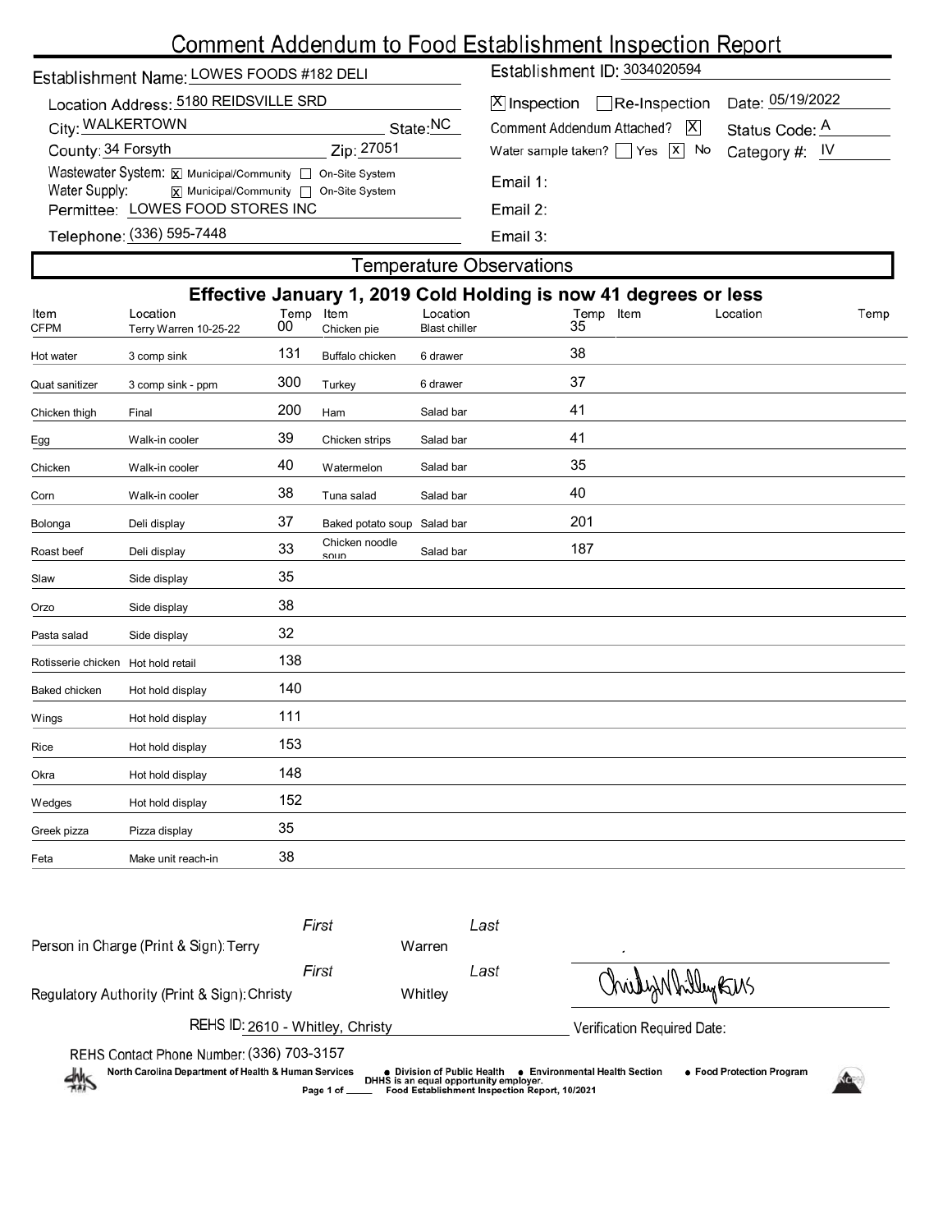# Comment Addendum to Food Establishment Inspection Report

Establishment Name: LOWES FOODS #182 DELI

Establishment ID: 3034020594

Location Address: 5180 REIDSVILLE SRD

City: WALKERTOWN    State: NC

County: 34 Forsyth    Zip: 27051

Wastewater System: [X] Municipal/Community [ ] On-Site System

Water Supply: [X] Municipal/Community [ ] On-Site System

Permittee: LOWES FOOD STORES INC

Telephone: (336) 595-7448

[X] Inspection [ ] Re-Inspection    Date: 05/19/2022

Comment Addendum Attached? [X]    Status Code: A

Water sample taken? [ ] Yes [X] No    Category #: IV

Email 1:

Email 2:

Email 3:

## Temperature Observations

### Effective January 1, 2019 Cold Holding is now 41 degrees or less

| Item | Location | Temp | Item | Location | Temp | Item | Location | Temp |
|---|---|---|---|---|---|---|---|---|
| CFPM | Terry Warren 10-25-22 | 00 | Chicken pie | Blast chiller | 35 | | | |
| Hot water | 3 comp sink | 131 | Buffalo chicken | 6 drawer | 38 | | | |
| Quat sanitizer | 3 comp sink - ppm | 300 | Turkey | 6 drawer | 37 | | | |
| Chicken thigh | Final | 200 | Ham | Salad bar | 41 | | | |
| Egg | Walk-in cooler | 39 | Chicken strips | Salad bar | 41 | | | |
| Chicken | Walk-in cooler | 40 | Watermelon | Salad bar | 35 | | | |
| Corn | Walk-in cooler | 38 | Tuna salad | Salad bar | 40 | | | |
| Bolonga | Deli display | 37 | Baked potato soup | Salad bar | 201 | | | |
| Roast beef | Deli display | 33 | Chicken noodle soup | Salad bar | 187 | | | |
| Slaw | Side display | 35 | | | | | | |
| Orzo | Side display | 38 | | | | | | |
| Pasta salad | Side display | 32 | | | | | | |
| Rotisserie chicken | Hot hold retail | 138 | | | | | | |
| Baked chicken | Hot hold display | 140 | | | | | | |
| Wings | Hot hold display | 111 | | | | | | |
| Rice | Hot hold display | 153 | | | | | | |
| Okra | Hot hold display | 148 | | | | | | |
| Wedges | Hot hold display | 152 | | | | | | |
| Greek pizza | Pizza display | 35 | | | | | | |
| Feta | Make unit reach-in | 38 | | | | | | |

Person in Charge (Print & Sign): First Terry Last Warren

Regulatory Authority (Print & Sign): First Christy Last Whitley

REHS ID: 2610 - Whitley, Christy

Verification Required Date:

REHS Contact Phone Number: (336) 703-3157

North Carolina Department of Health & Human Services • Division of Public Health • Environmental Health Section • Food Protection Program

DHHS is an equal opportunity employer.

Food Establishment Inspection Report, 10/2021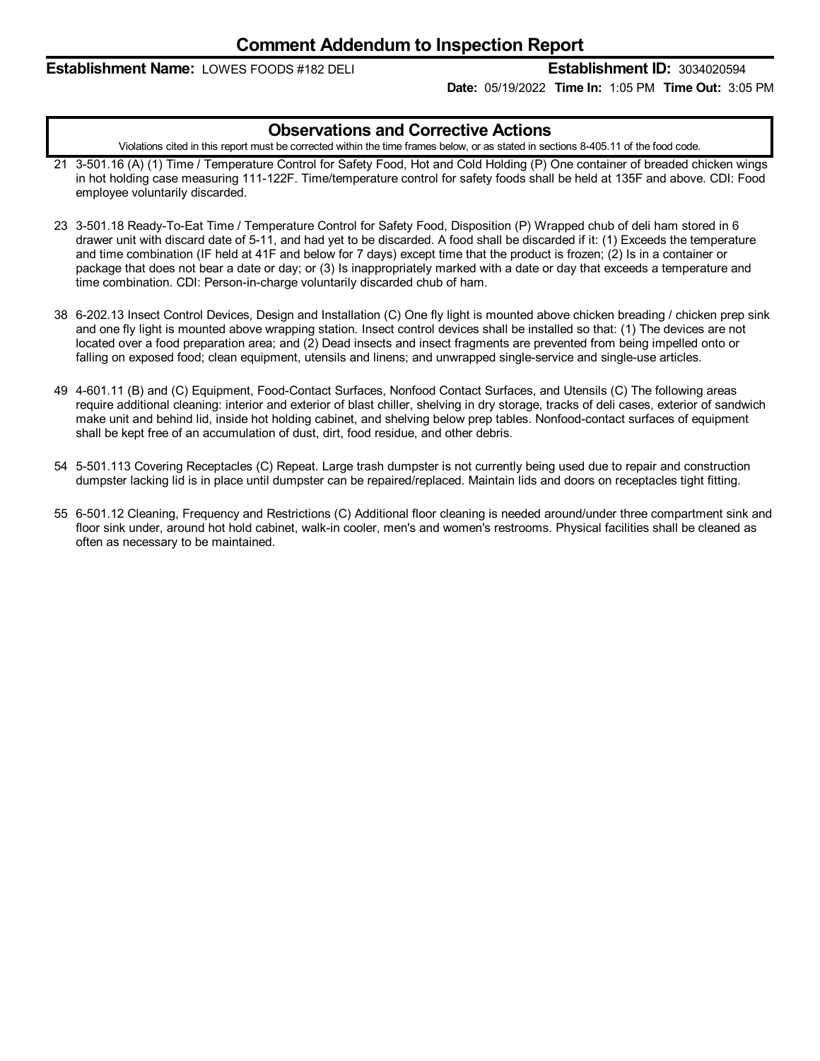# Comment Addendum to Inspection Report

**Establishment Name:** LOWES FOODS #182 DELI **Establishment ID:** 3034020594

**Date:** 05/19/2022 **Time In:** 1:05 PM **Time Out:** 3:05 PM

## Observations and Corrective Actions

Violations cited in this report must be corrected within the time frames below, or as stated in sections 8-405.11 of the food code.

21 3-501.16 (A) (1) Time / Temperature Control for Safety Food, Hot and Cold Holding (P) One container of breaded chicken wings in hot holding case measuring 111-122F. Time/temperature control for safety foods shall be held at 135F and above. CDI: Food employee voluntarily discarded.

23 3-501.18 Ready-To-Eat Time / Temperature Control for Safety Food, Disposition (P) Wrapped chub of deli ham stored in 6 drawer unit with discard date of 5-11, and had yet to be discarded. A food shall be discarded if it: (1) Exceeds the temperature and time combination (IF held at 41F and below for 7 days) except time that the product is frozen; (2) Is in a container or package that does not bear a date or day; or (3) Is inappropriately marked with a date or day that exceeds a temperature and time combination. CDI: Person-in-charge voluntarily discarded chub of ham.

38 6-202.13 Insect Control Devices, Design and Installation (C) One fly light is mounted above chicken breading / chicken prep sink and one fly light is mounted above wrapping station. Insect control devices shall be installed so that: (1) The devices are not located over a food preparation area; and (2) Dead insects and insect fragments are prevented from being impelled onto or falling on exposed food; clean equipment, utensils and linens; and unwrapped single-service and single-use articles.

49 4-601.11 (B) and (C) Equipment, Food-Contact Surfaces, Nonfood Contact Surfaces, and Utensils (C) The following areas require additional cleaning: interior and exterior of blast chiller, shelving in dry storage, tracks of deli cases, exterior of sandwich make unit and behind lid, inside hot holding cabinet, and shelving below prep tables. Nonfood-contact surfaces of equipment shall be kept free of an accumulation of dust, dirt, food residue, and other debris.

54 5-501.113 Covering Receptacles (C) Repeat. Large trash dumpster is not currently being used due to repair and construction dumpster lacking lid is in place until dumpster can be repaired/replaced. Maintain lids and doors on receptacles tight fitting.

55 6-501.12 Cleaning, Frequency and Restrictions (C) Additional floor cleaning is needed around/under three compartment sink and floor sink under, around hot hold cabinet, walk-in cooler, men's and women's restrooms. Physical facilities shall be cleaned as often as necessary to be maintained.